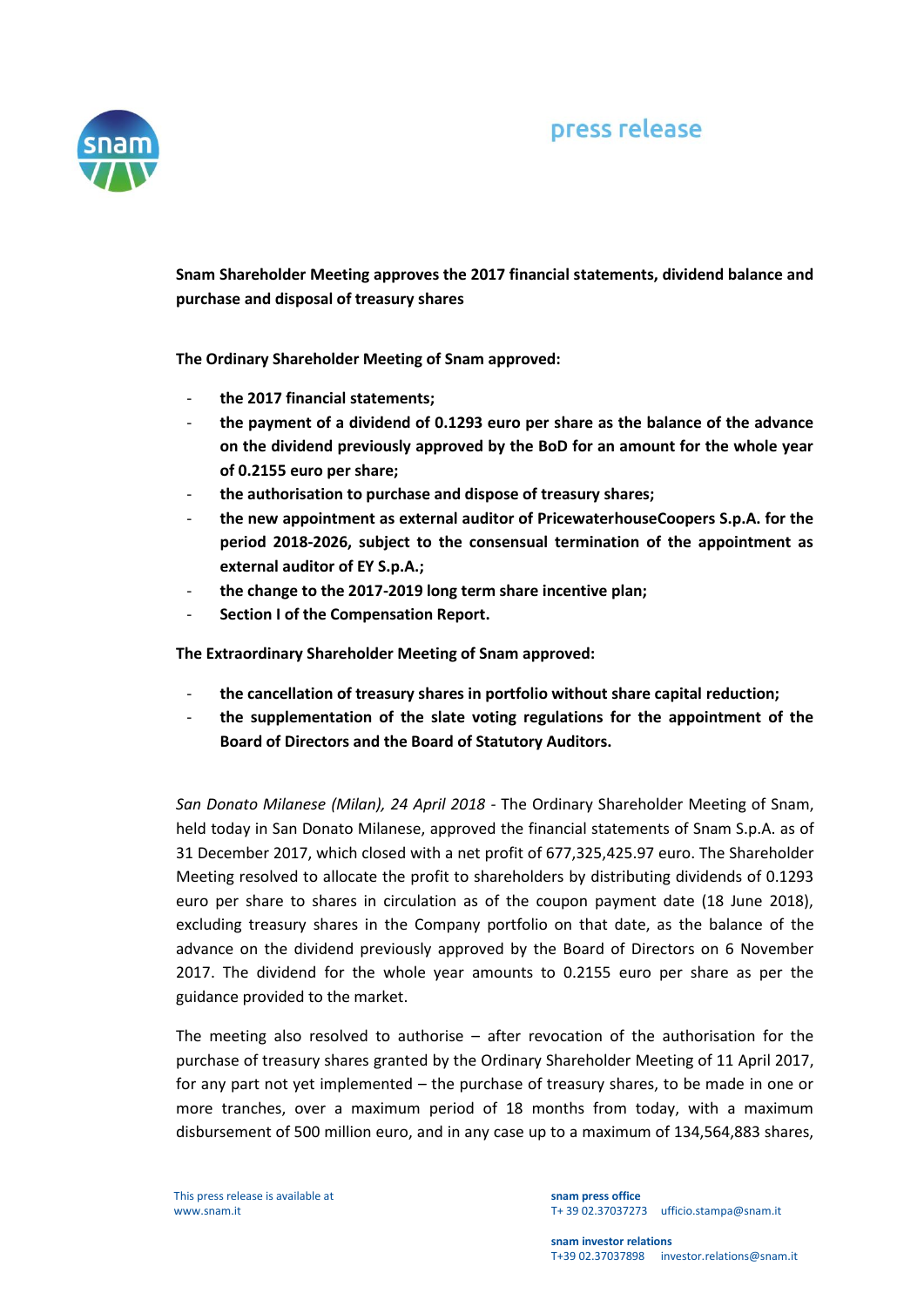**Snam Shareholder Meeting approves the 2017 financial statements, dividend balance and purchase and disposal of treasury shares**

**The Ordinary Shareholder Meeting of Snam approved:**

- **the 2017 financial statements;**
- **the payment of a dividend of 0.1293 euro per share as the balance of the advance on the dividend previously approved by the BoD for an amount for the whole year of 0.2155 euro per share;**
- **the authorisation to purchase and dispose of treasury shares;**
- **the new appointment as external auditor of PricewaterhouseCoopers S.p.A. for the period 2018-2026, subject to the consensual termination of the appointment as external auditor of EY S.p.A.;**
- **the change to the 2017-2019 long term share incentive plan;**
- **Section I of the Compensation Report.**

**The Extraordinary Shareholder Meeting of Snam approved:**

- **the cancellation of treasury shares in portfolio without share capital reduction;**
- **the supplementation of the slate voting regulations for the appointment of the Board of Directors and the Board of Statutory Auditors.**

*San Donato Milanese (Milan), 24 April 2018* - The Ordinary Shareholder Meeting of Snam, held today in San Donato Milanese, approved the financial statements of Snam S.p.A. as of 31 December 2017, which closed with a net profit of 677,325,425.97 euro. The Shareholder Meeting resolved to allocate the profit to shareholders by distributing dividends of 0.1293 euro per share to shares in circulation as of the coupon payment date (18 June 2018), excluding treasury shares in the Company portfolio on that date, as the balance of the advance on the dividend previously approved by the Board of Directors on 6 November 2017. The dividend for the whole year amounts to 0.2155 euro per share as per the guidance provided to the market.

The meeting also resolved to authorise – after revocation of the authorisation for the purchase of treasury shares granted by the Ordinary Shareholder Meeting of 11 April 2017, for any part not yet implemented – the purchase of treasury shares, to be made in one or more tranches, over a maximum period of 18 months from today, with a maximum disbursement of 500 million euro, and in any case up to a maximum of 134,564,883 shares,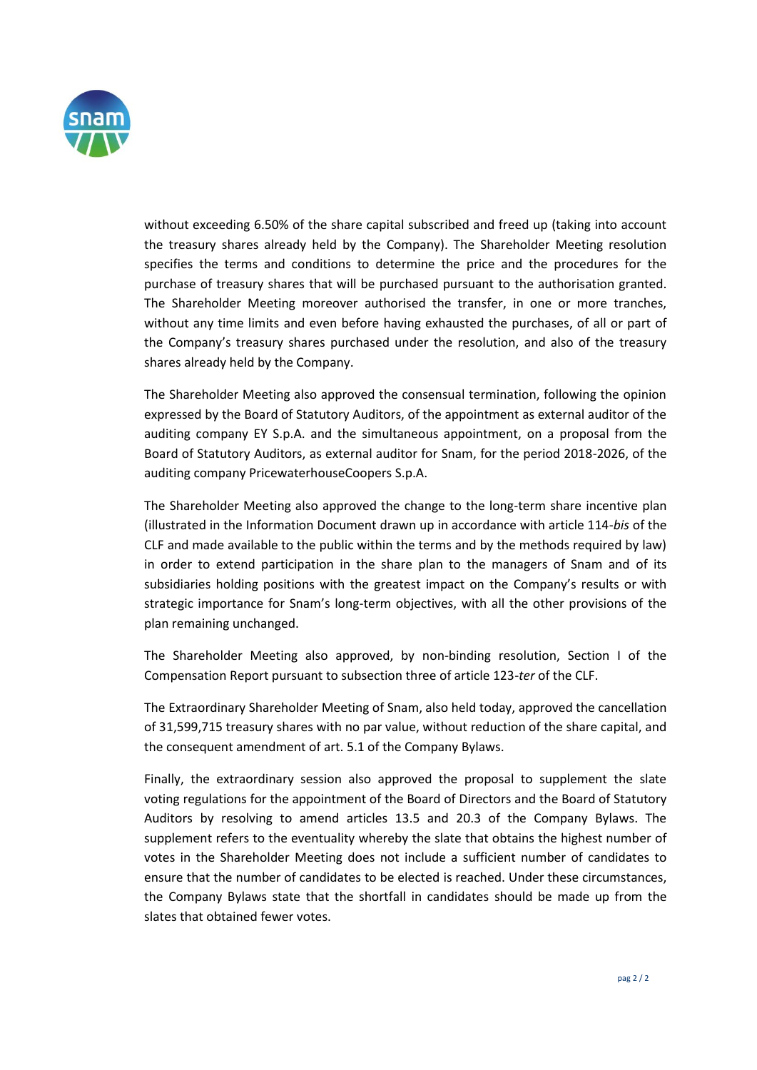without exceeding 6.50% of the share capital subscribed and freed up (taking into account the treasury shares already held by the Company). The Shareholder Meeting resolution specifies the terms and conditions to determine the price and the procedures for the purchase of treasury shares that will be purchased pursuant to the authorisation granted. The Shareholder Meeting moreover authorised the transfer, in one or more tranches, without any time limits and even before having exhausted the purchases, of all or part of the Company's treasury shares purchased under the resolution, and also of the treasury shares already held by the Company.

The Shareholder Meeting also approved the consensual termination, following the opinion expressed by the Board of Statutory Auditors, of the appointment as external auditor of the auditing company EY S.p.A. and the simultaneous appointment, on a proposal from the Board of Statutory Auditors, as external auditor for Snam, for the period 2018-2026, of the auditing company PricewaterhouseCoopers S.p.A.

The Shareholder Meeting also approved the change to the long-term share incentive plan (illustrated in the Information Document drawn up in accordance with article 114-*bis* of the CLF and made available to the public within the terms and by the methods required by law) in order to extend participation in the share plan to the managers of Snam and of its subsidiaries holding positions with the greatest impact on the Company's results or with strategic importance for Snam's long-term objectives, with all the other provisions of the plan remaining unchanged.

The Shareholder Meeting also approved, by non-binding resolution, Section I of the Compensation Report pursuant to subsection three of article 123-*ter* of the CLF.

The Extraordinary Shareholder Meeting of Snam, also held today, approved the cancellation of 31,599,715 treasury shares with no par value, without reduction of the share capital, and the consequent amendment of art. 5.1 of the Company Bylaws.

Finally, the extraordinary session also approved the proposal to supplement the slate voting regulations for the appointment of the Board of Directors and the Board of Statutory Auditors by resolving to amend articles 13.5 and 20.3 of the Company Bylaws. The supplement refers to the eventuality whereby the slate that obtains the highest number of votes in the Shareholder Meeting does not include a sufficient number of candidates to ensure that the number of candidates to be elected is reached. Under these circumstances, the Company Bylaws state that the shortfall in candidates should be made up from the slates that obtained fewer votes.